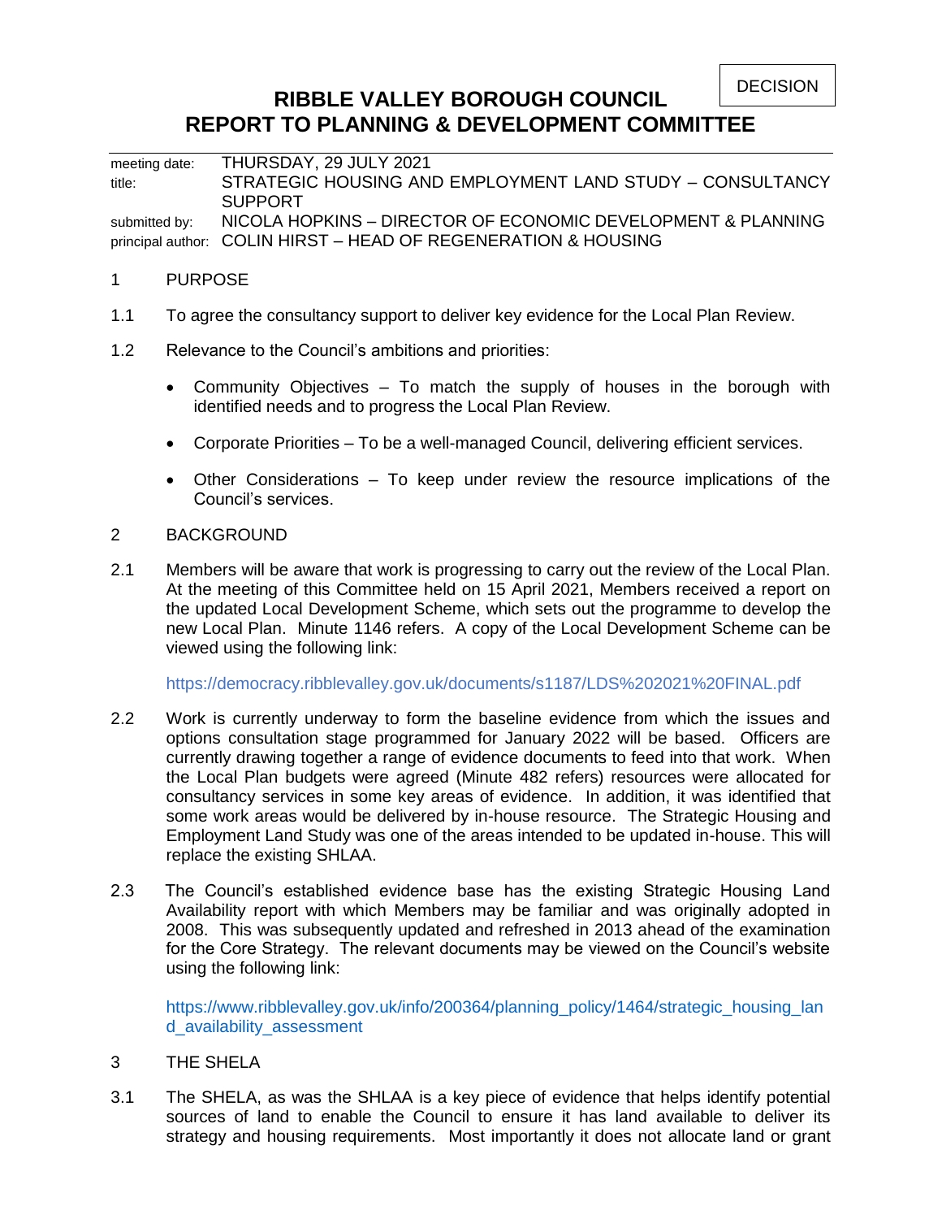DECISION

# RIBBLE VALLEY BOROUGH COUNCIL
# REPORT TO PLANNING & DEVELOPMENT COMMITTEE

| | |
|---|---|
| meeting date: | THURSDAY, 29 JULY 2021 |
| title: | STRATEGIC HOUSING AND EMPLOYMENT LAND STUDY – CONSULTANCY SUPPORT |
| submitted by: | NICOLA HOPKINS – DIRECTOR OF ECONOMIC DEVELOPMENT & PLANNING |
| principal author: | COLIN HIRST – HEAD OF REGENERATION & HOUSING |

## 1 PURPOSE

1.1 To agree the consultancy support to deliver key evidence for the Local Plan Review.

1.2 Relevance to the Council's ambitions and priorities:

- Community Objectives – To match the supply of houses in the borough with identified needs and to progress the Local Plan Review.
- Corporate Priorities – To be a well-managed Council, delivering efficient services.
- Other Considerations – To keep under review the resource implications of the Council's services.

## 2 BACKGROUND

2.1 Members will be aware that work is progressing to carry out the review of the Local Plan. At the meeting of this Committee held on 15 April 2021, Members received a report on the updated Local Development Scheme, which sets out the programme to develop the new Local Plan. Minute 1146 refers. A copy of the Local Development Scheme can be viewed using the following link:

https://democracy.ribblevalley.gov.uk/documents/s1187/LDS%202021%20FINAL.pdf

2.2 Work is currently underway to form the baseline evidence from which the issues and options consultation stage programmed for January 2022 will be based. Officers are currently drawing together a range of evidence documents to feed into that work. When the Local Plan budgets were agreed (Minute 482 refers) resources were allocated for consultancy services in some key areas of evidence. In addition, it was identified that some work areas would be delivered by in-house resource. The Strategic Housing and Employment Land Study was one of the areas intended to be updated in-house. This will replace the existing SHLAA.

2.3 The Council's established evidence base has the existing Strategic Housing Land Availability report with which Members may be familiar and was originally adopted in 2008. This was subsequently updated and refreshed in 2013 ahead of the examination for the Core Strategy. The relevant documents may be viewed on the Council's website using the following link:

https://www.ribblevalley.gov.uk/info/200364/planning_policy/1464/strategic_housing_land_availability_assessment

## 3 THE SHELA

3.1 The SHELA, as was the SHLAA is a key piece of evidence that helps identify potential sources of land to enable the Council to ensure it has land available to deliver its strategy and housing requirements. Most importantly it does not allocate land or grant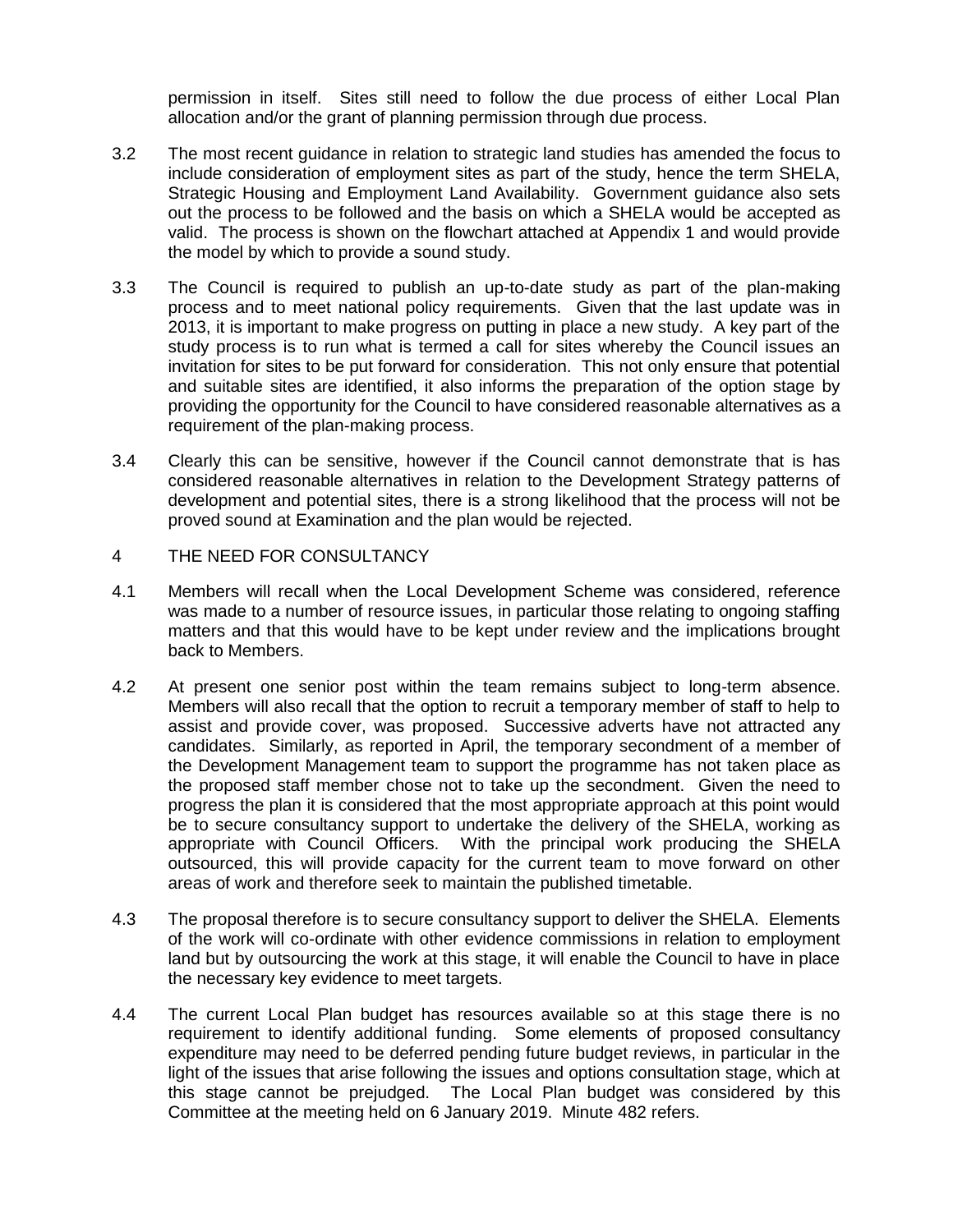permission in itself. Sites still need to follow the due process of either Local Plan allocation and/or the grant of planning permission through due process.

3.2 The most recent guidance in relation to strategic land studies has amended the focus to include consideration of employment sites as part of the study, hence the term SHELA, Strategic Housing and Employment Land Availability. Government guidance also sets out the process to be followed and the basis on which a SHELA would be accepted as valid. The process is shown on the flowchart attached at Appendix 1 and would provide the model by which to provide a sound study.

3.3 The Council is required to publish an up-to-date study as part of the plan-making process and to meet national policy requirements. Given that the last update was in 2013, it is important to make progress on putting in place a new study. A key part of the study process is to run what is termed a call for sites whereby the Council issues an invitation for sites to be put forward for consideration. This not only ensure that potential and suitable sites are identified, it also informs the preparation of the option stage by providing the opportunity for the Council to have considered reasonable alternatives as a requirement of the plan-making process.

3.4 Clearly this can be sensitive, however if the Council cannot demonstrate that is has considered reasonable alternatives in relation to the Development Strategy patterns of development and potential sites, there is a strong likelihood that the process will not be proved sound at Examination and the plan would be rejected.

## 4 THE NEED FOR CONSULTANCY

4.1 Members will recall when the Local Development Scheme was considered, reference was made to a number of resource issues, in particular those relating to ongoing staffing matters and that this would have to be kept under review and the implications brought back to Members.

4.2 At present one senior post within the team remains subject to long-term absence. Members will also recall that the option to recruit a temporary member of staff to help to assist and provide cover, was proposed. Successive adverts have not attracted any candidates. Similarly, as reported in April, the temporary secondment of a member of the Development Management team to support the programme has not taken place as the proposed staff member chose not to take up the secondment. Given the need to progress the plan it is considered that the most appropriate approach at this point would be to secure consultancy support to undertake the delivery of the SHELA, working as appropriate with Council Officers. With the principal work producing the SHELA outsourced, this will provide capacity for the current team to move forward on other areas of work and therefore seek to maintain the published timetable.

4.3 The proposal therefore is to secure consultancy support to deliver the SHELA. Elements of the work will co-ordinate with other evidence commissions in relation to employment land but by outsourcing the work at this stage, it will enable the Council to have in place the necessary key evidence to meet targets.

4.4 The current Local Plan budget has resources available so at this stage there is no requirement to identify additional funding. Some elements of proposed consultancy expenditure may need to be deferred pending future budget reviews, in particular in the light of the issues that arise following the issues and options consultation stage, which at this stage cannot be prejudged. The Local Plan budget was considered by this Committee at the meeting held on 6 January 2019. Minute 482 refers.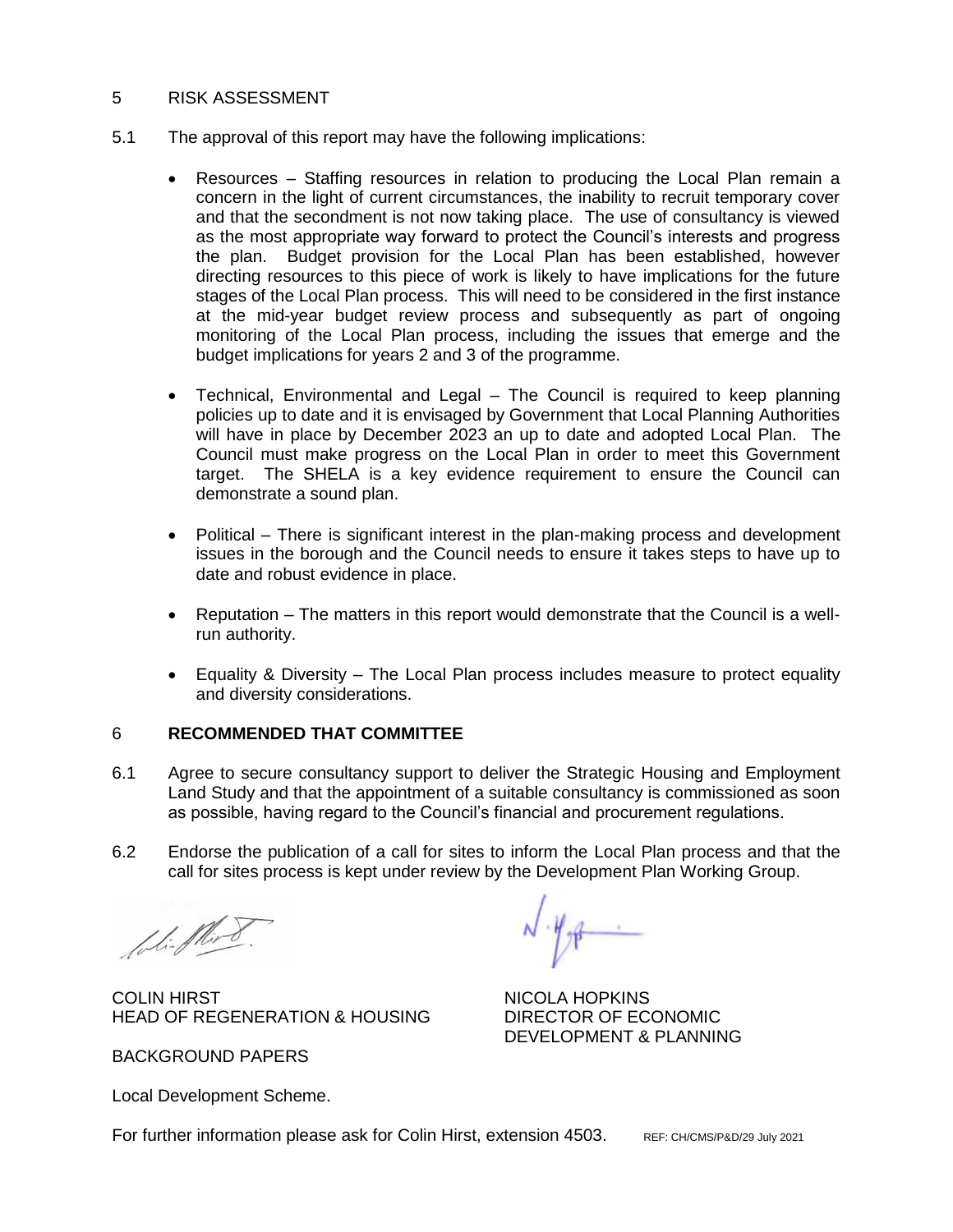## 5 RISK ASSESSMENT

5.1 The approval of this report may have the following implications:

- Resources – Staffing resources in relation to producing the Local Plan remain a concern in the light of current circumstances, the inability to recruit temporary cover and that the secondment is not now taking place. The use of consultancy is viewed as the most appropriate way forward to protect the Council's interests and progress the plan. Budget provision for the Local Plan has been established, however directing resources to this piece of work is likely to have implications for the future stages of the Local Plan process. This will need to be considered in the first instance at the mid-year budget review process and subsequently as part of ongoing monitoring of the Local Plan process, including the issues that emerge and the budget implications for years 2 and 3 of the programme.

- Technical, Environmental and Legal – The Council is required to keep planning policies up to date and it is envisaged by Government that Local Planning Authorities will have in place by December 2023 an up to date and adopted Local Plan. The Council must make progress on the Local Plan in order to meet this Government target. The SHELA is a key evidence requirement to ensure the Council can demonstrate a sound plan.

- Political – There is significant interest in the plan-making process and development issues in the borough and the Council needs to ensure it takes steps to have up to date and robust evidence in place.

- Reputation – The matters in this report would demonstrate that the Council is a well-run authority.

- Equality & Diversity – The Local Plan process includes measure to protect equality and diversity considerations.

## 6 **RECOMMENDED THAT COMMITTEE**

6.1 Agree to secure consultancy support to deliver the Strategic Housing and Employment Land Study and that the appointment of a suitable consultancy is commissioned as soon as possible, having regard to the Council's financial and procurement regulations.

6.2 Endorse the publication of a call for sites to inform the Local Plan process and that the call for sites process is kept under review by the Development Plan Working Group.

COLIN HIRST
HEAD OF REGENERATION & HOUSING

NICOLA HOPKINS
DIRECTOR OF ECONOMIC DEVELOPMENT & PLANNING

BACKGROUND PAPERS

Local Development Scheme.

For further information please ask for Colin Hirst, extension 4503.

REF: CH/CMS/P&D/29 July 2021